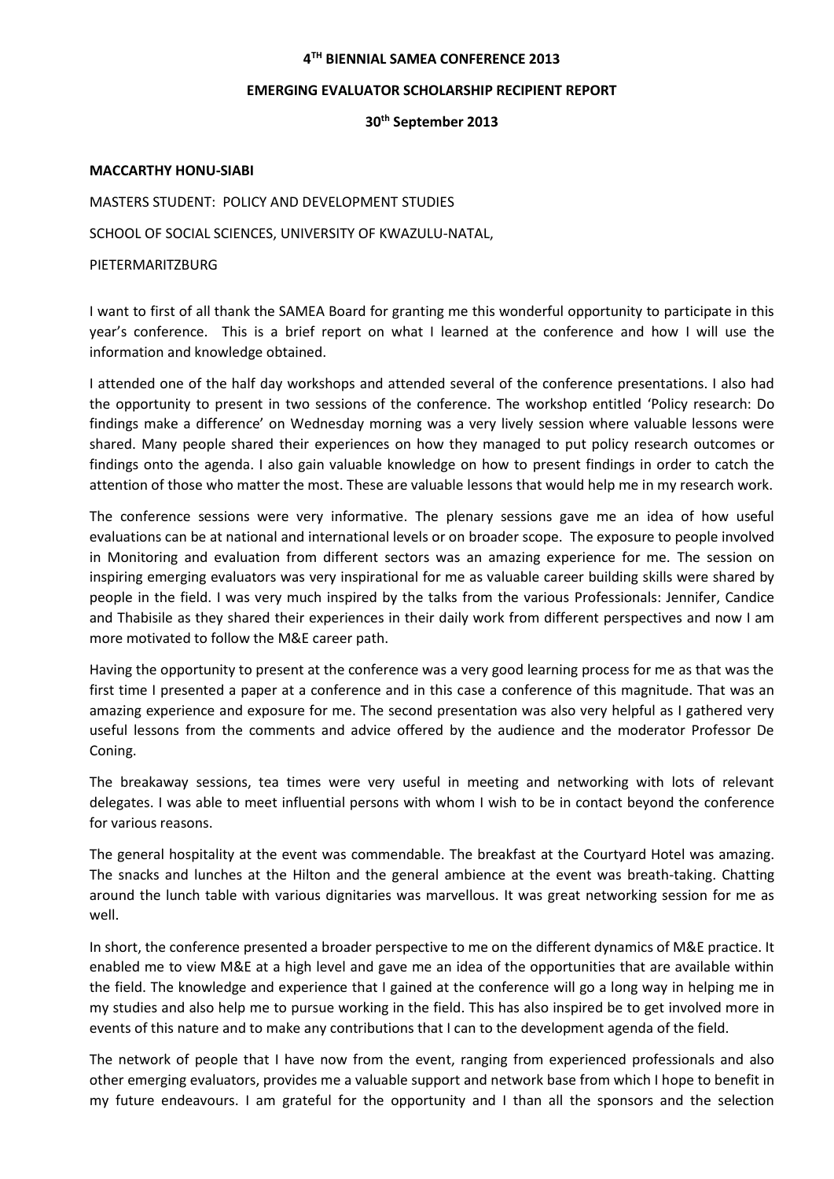**4TH BIENNIAL SAMEA CONFERENCE 2013**

**EMERGING EVALUATOR SCHOLARSHIP RECIPIENT REPORT**

**30th September 2013**

**MACCARTHY HONU-SIABI**

MASTERS STUDENT: POLICY AND DEVELOPMENT STUDIES

SCHOOL OF SOCIAL SCIENCES, UNIVERSITY OF KWAZULU-NATAL,

PIETERMARITZBURG

I want to first of all thank the SAMEA Board for granting me this wonderful opportunity to participate in this year's conference. This is a brief report on what I learned at the conference and how I will use the information and knowledge obtained.

I attended one of the half day workshops and attended several of the conference presentations. I also had the opportunity to present in two sessions of the conference. The workshop entitled 'Policy research: Do findings make a difference' on Wednesday morning was a very lively session where valuable lessons were shared. Many people shared their experiences on how they managed to put policy research outcomes or findings onto the agenda. I also gain valuable knowledge on how to present findings in order to catch the attention of those who matter the most. These are valuable lessons that would help me in my research work.

The conference sessions were very informative. The plenary sessions gave me an idea of how useful evaluations can be at national and international levels or on broader scope. The exposure to people involved in Monitoring and evaluation from different sectors was an amazing experience for me. The session on inspiring emerging evaluators was very inspirational for me as valuable career building skills were shared by people in the field. I was very much inspired by the talks from the various Professionals: Jennifer, Candice and Thabisile as they shared their experiences in their daily work from different perspectives and now I am more motivated to follow the M&E career path.

Having the opportunity to present at the conference was a very good learning process for me as that was the first time I presented a paper at a conference and in this case a conference of this magnitude. That was an amazing experience and exposure for me. The second presentation was also very helpful as I gathered very useful lessons from the comments and advice offered by the audience and the moderator Professor De Coning.

The breakaway sessions, tea times were very useful in meeting and networking with lots of relevant delegates. I was able to meet influential persons with whom I wish to be in contact beyond the conference for various reasons.

The general hospitality at the event was commendable. The breakfast at the Courtyard Hotel was amazing. The snacks and lunches at the Hilton and the general ambience at the event was breath-taking. Chatting around the lunch table with various dignitaries was marvellous. It was great networking session for me as well.

In short, the conference presented a broader perspective to me on the different dynamics of M&E practice. It enabled me to view M&E at a high level and gave me an idea of the opportunities that are available within the field. The knowledge and experience that I gained at the conference will go a long way in helping me in my studies and also help me to pursue working in the field. This has also inspired be to get involved more in events of this nature and to make any contributions that I can to the development agenda of the field.

The network of people that I have now from the event, ranging from experienced professionals and also other emerging evaluators, provides me a valuable support and network base from which I hope to benefit in my future endeavours. I am grateful for the opportunity and I than all the sponsors and the selection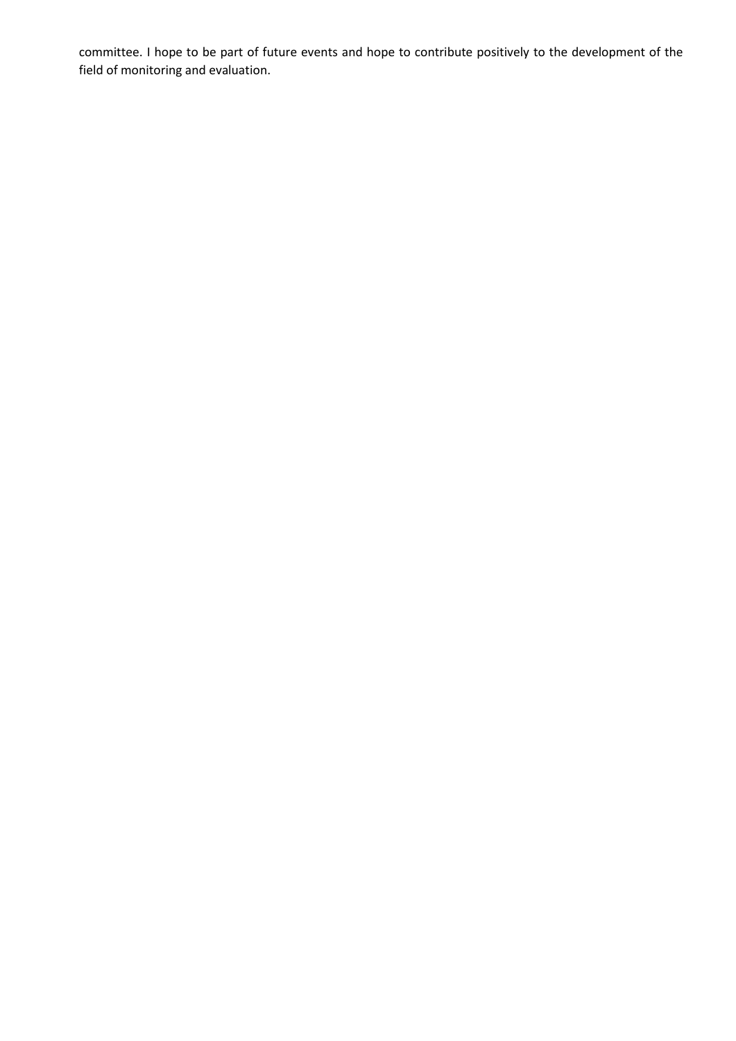committee. I hope to be part of future events and hope to contribute positively to the development of the field of monitoring and evaluation.